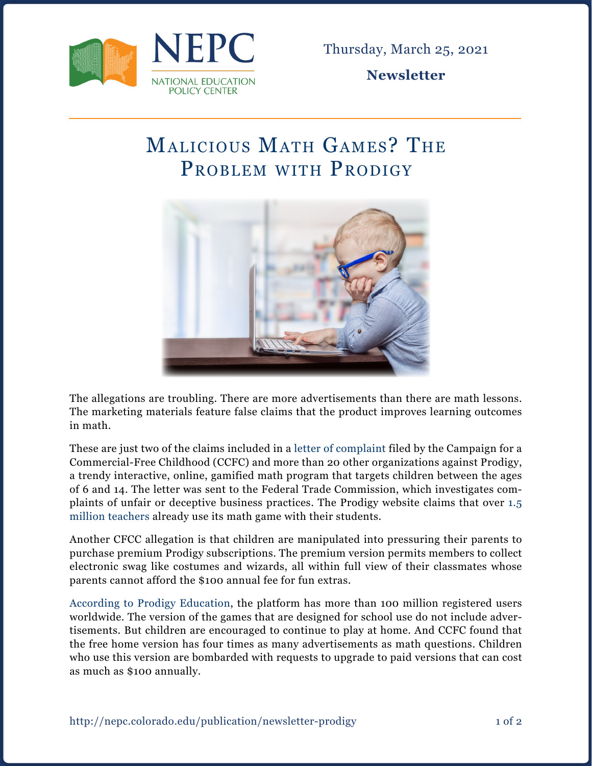NEPC NATIONAL EDUCATION POLICY CENTER

Thursday, March 25, 2021

**Newsletter**

# Malicious Math Games? The Problem with Prodigy

The allegations are troubling. There are more advertisements than there are math lessons. The marketing materials feature false claims that the product improves learning outcomes in math.

These are just two of the claims included in a letter of complaint filed by the Campaign for a Commercial-Free Childhood (CCFC) and more than 20 other organizations against Prodigy, a trendy interactive, online, gamified math program that targets children between the ages of 6 and 14. The letter was sent to the Federal Trade Commission, which investigates complaints of unfair or deceptive business practices. The Prodigy website claims that over 1.5 million teachers already use its math game with their students.

Another CFCC allegation is that children are manipulated into pressuring their parents to purchase premium Prodigy subscriptions. The premium version permits members to collect electronic swag like costumes and wizards, all within full view of their classmates whose parents cannot afford the $100 annual fee for fun extras.

According to Prodigy Education, the platform has more than 100 million registered users worldwide. The version of the games that are designed for school use do not include advertisements. But children are encouraged to continue to play at home. And CCFC found that the free home version has four times as many advertisements as math questions. Children who use this version are bombarded with requests to upgrade to paid versions that can cost as much as $100 annually.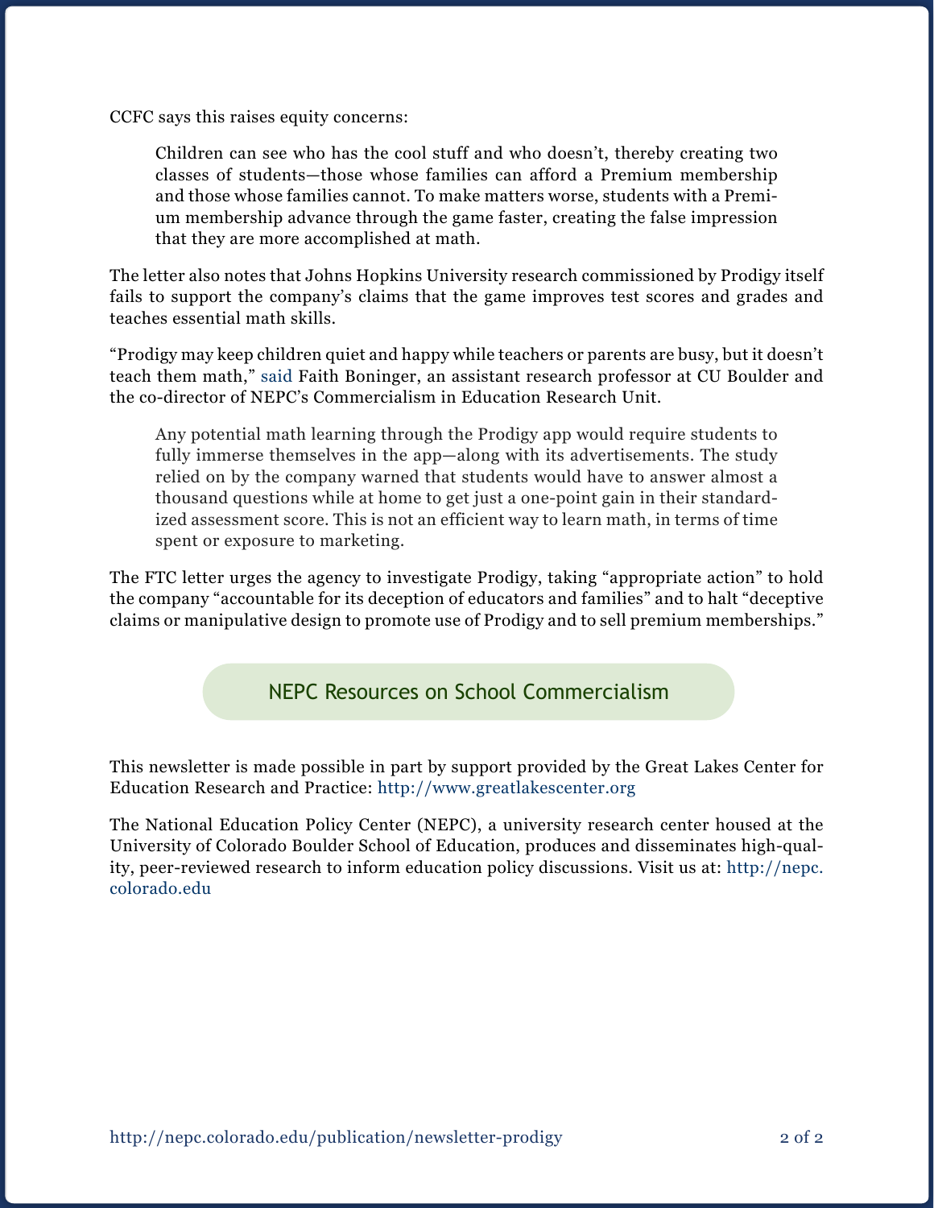CCFC says this raises equity concerns:

> Children can see who has the cool stuff and who doesn't, thereby creating two classes of students—those whose families can afford a Premium membership and those whose families cannot. To make matters worse, students with a Premium membership advance through the game faster, creating the false impression that they are more accomplished at math.

The letter also notes that Johns Hopkins University research commissioned by Prodigy itself fails to support the company's claims that the game improves test scores and grades and teaches essential math skills.

"Prodigy may keep children quiet and happy while teachers or parents are busy, but it doesn't teach them math," said Faith Boninger, an assistant research professor at CU Boulder and the co-director of NEPC's Commercialism in Education Research Unit.

> Any potential math learning through the Prodigy app would require students to fully immerse themselves in the app—along with its advertisements. The study relied on by the company warned that students would have to answer almost a thousand questions while at home to get just a one-point gain in their standardized assessment score. This is not an efficient way to learn math, in terms of time spent or exposure to marketing.

The FTC letter urges the agency to investigate Prodigy, taking "appropriate action" to hold the company "accountable for its deception of educators and families" and to halt "deceptive claims or manipulative design to promote use of Prodigy and to sell premium memberships."

NEPC Resources on School Commercialism

This newsletter is made possible in part by support provided by the Great Lakes Center for Education Research and Practice: http://www.greatlakescenter.org

The National Education Policy Center (NEPC), a university research center housed at the University of Colorado Boulder School of Education, produces and disseminates high-quality, peer-reviewed research to inform education policy discussions. Visit us at: http://nepc.colorado.edu